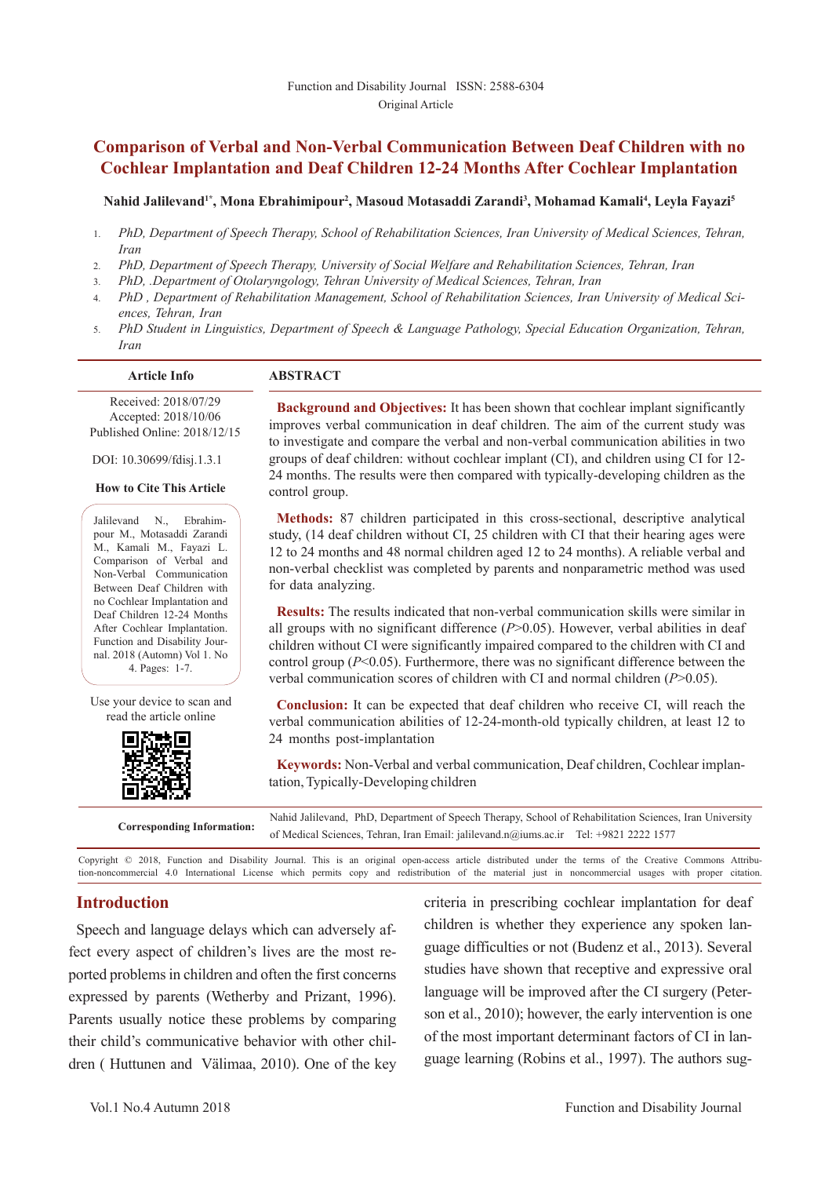Function and Disability Journal ISSN: 2588-6304

Original Article

# Comparison of Verbal and Non-Verbal Communication Between Deaf Children with no Cochlear Implantation and Deaf Children 12-24 Months After Cochlear Implantation

**Nahid Jalilevand[1*], Mona Ebrahimipour[2], Masoud Motasaddi Zarandi[3], Mohamad Kamali[4], Leyla Fayazi[5]**

1. *PhD, Department of Speech Therapy, School of Rehabilitation Sciences, Iran University of Medical Sciences, Tehran, Iran*
2. *PhD, Department of Speech Therapy, University of Social Welfare and Rehabilitation Sciences, Tehran, Iran*
3. *PhD, .Department of Otolaryngology, Tehran University of Medical Sciences, Tehran, Iran*
4. *PhD , Department of Rehabilitation Management, School of Rehabilitation Sciences, Iran University of Medical Sciences, Tehran, Iran*
5. *PhD Student in Linguistics, Department of Speech & Language Pathology, Special Education Organization, Tehran, Iran*

**Article Info**

Received: 2018/07/29
Accepted: 2018/10/06
Published Online: 2018/12/15

DOI: 10.30699/fdisj.1.3.1

**How to Cite This Article**

Jalilevand N., Ebrahimpour M., Motasaddi Zarandi M., Kamali M., Fayazi L. Comparison of Verbal and Non-Verbal Communication Between Deaf Children with no Cochlear Implantation and Deaf Children 12-24 Months After Cochlear Implantation. Function and Disability Journal. 2018 (Automn) Vol 1. No 4. Pages: 1-7.

Use your device to scan and read the article online

## ABSTRACT

**Background and Objectives:** It has been shown that cochlear implant significantly improves verbal communication in deaf children. The aim of the current study was to investigate and compare the verbal and non-verbal communication abilities in two groups of deaf children: without cochlear implant (CI), and children using CI for 12-24 months. The results were then compared with typically-developing children as the control group.

**Methods:** 87 children participated in this cross-sectional, descriptive analytical study, (14 deaf children without CI, 25 children with CI that their hearing ages were 12 to 24 months and 48 normal children aged 12 to 24 months). A reliable verbal and non-verbal checklist was completed by parents and nonparametric method was used for data analyzing.

**Results:** The results indicated that non-verbal communication skills were similar in all groups with no significant difference ($P>0.05$). However, verbal abilities in deaf children without CI were significantly impaired compared to the children with CI and control group ($P<0.05$). Furthermore, there was no significant difference between the verbal communication scores of children with CI and normal children ($P>0.05$).

**Conclusion:** It can be expected that deaf children who receive CI, will reach the verbal communication abilities of 12-24-month-old typically children, at least 12 to 24 months post-implantation

**Keywords:** Non-Verbal and verbal communication, Deaf children, Cochlear implantation, Typically-Developing children

**Corresponding Information:** Nahid Jalilevand, PhD, Department of Speech Therapy, School of Rehabilitation Sciences, Iran University of Medical Sciences, Tehran, Iran Email: jalilevand.n@iums.ac.ir Tel: +9821 2222 1577

Copyright © 2018, Function and Disability Journal. This is an original open-access article distributed under the terms of the Creative Commons Attribution-noncommercial 4.0 International License which permits copy and redistribution of the material just in noncommercial usages with proper citation.

## Introduction

Speech and language delays which can adversely affect every aspect of children's lives are the most reported problems in children and often the first concerns expressed by parents (Wetherby and Prizant, 1996). Parents usually notice these problems by comparing their child's communicative behavior with other children ( Huttunen and Välimaa, 2010). One of the key criteria in prescribing cochlear implantation for deaf children is whether they experience any spoken language difficulties or not (Budenz et al., 2013). Several studies have shown that receptive and expressive oral language will be improved after the CI surgery (Peterson et al., 2010); however, the early intervention is one of the most important determinant factors of CI in language learning (Robins et al., 1997). The authors sug-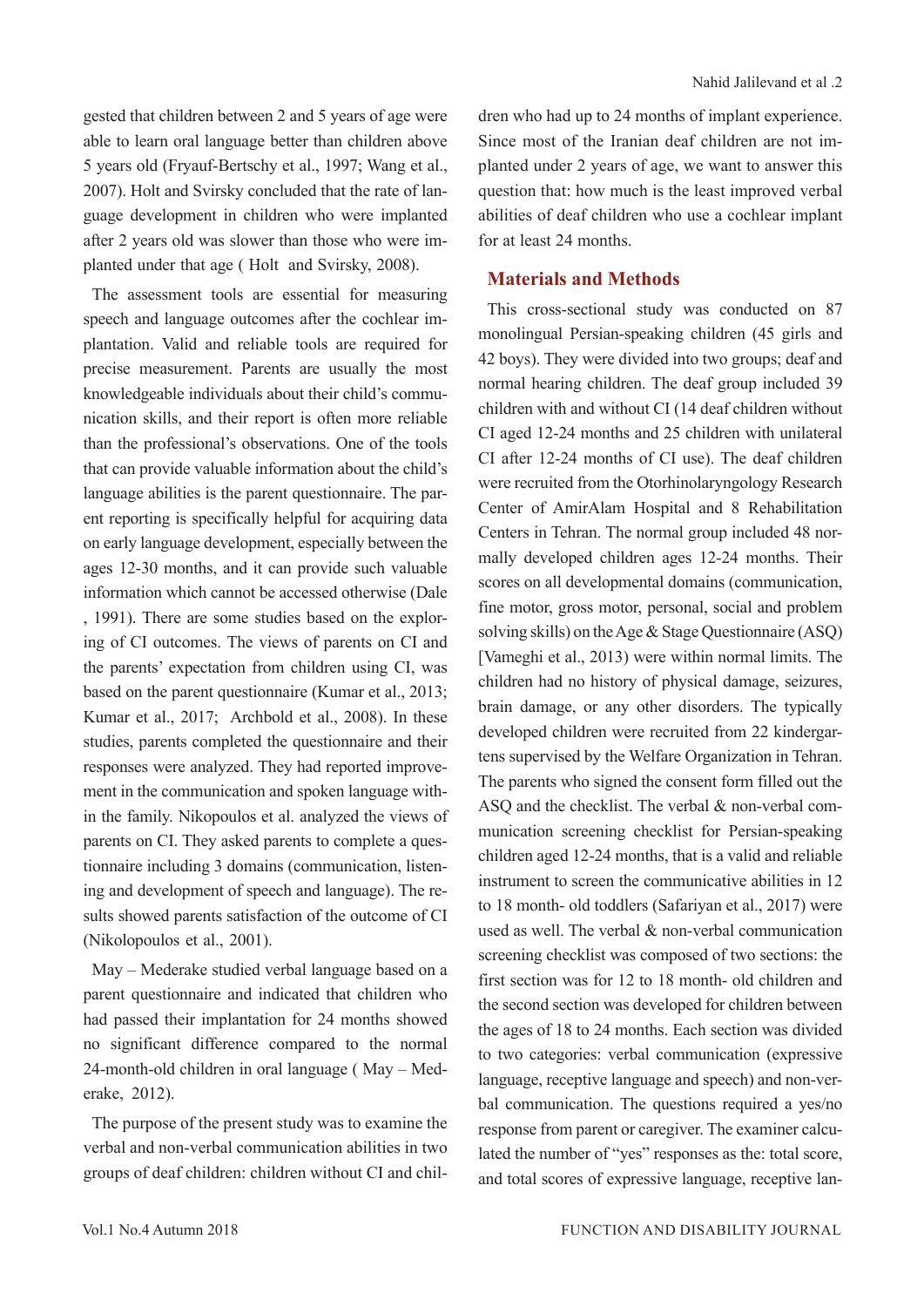gested that children between 2 and 5 years of age were able to learn oral language better than children above 5 years old (Fryauf-Bertschy et al., 1997; Wang et al., 2007). Holt and Svirsky concluded that the rate of language development in children who were implanted after 2 years old was slower than those who were implanted under that age ( Holt and Svirsky, 2008).

The assessment tools are essential for measuring speech and language outcomes after the cochlear implantation. Valid and reliable tools are required for precise measurement. Parents are usually the most knowledgeable individuals about their child's communication skills, and their report is often more reliable than the professional's observations. One of the tools that can provide valuable information about the child's language abilities is the parent questionnaire. The parent reporting is specifically helpful for acquiring data on early language development, especially between the ages 12-30 months, and it can provide such valuable information which cannot be accessed otherwise (Dale , 1991). There are some studies based on the exploring of CI outcomes. The views of parents on CI and the parents' expectation from children using CI, was based on the parent questionnaire (Kumar et al., 2013; Kumar et al., 2017; Archbold et al., 2008). In these studies, parents completed the questionnaire and their responses were analyzed. They had reported improvement in the communication and spoken language within the family. Nikopoulos et al. analyzed the views of parents on CI. They asked parents to complete a questionnaire including 3 domains (communication, listening and development of speech and language). The results showed parents satisfaction of the outcome of CI (Nikolopoulos et al., 2001).

May – Mederake studied verbal language based on a parent questionnaire and indicated that children who had passed their implantation for 24 months showed no significant difference compared to the normal 24-month-old children in oral language ( May – Mederake, 2012).

The purpose of the present study was to examine the verbal and non-verbal communication abilities in two groups of deaf children: children without CI and children who had up to 24 months of implant experience. Since most of the Iranian deaf children are not implanted under 2 years of age, we want to answer this question that: how much is the least improved verbal abilities of deaf children who use a cochlear implant for at least 24 months.

## Materials and Methods

This cross-sectional study was conducted on 87 monolingual Persian-speaking children (45 girls and 42 boys). They were divided into two groups; deaf and normal hearing children. The deaf group included 39 children with and without CI (14 deaf children without CI aged 12-24 months and 25 children with unilateral CI after 12-24 months of CI use). The deaf children were recruited from the Otorhinolaryngology Research Center of AmirAlam Hospital and 8 Rehabilitation Centers in Tehran. The normal group included 48 normally developed children ages 12-24 months. Their scores on all developmental domains (communication, fine motor, gross motor, personal, social and problem solving skills) on the Age & Stage Questionnaire (ASQ) [Vameghi et al., 2013) were within normal limits. The children had no history of physical damage, seizures, brain damage, or any other disorders. The typically developed children were recruited from 22 kindergartens supervised by the Welfare Organization in Tehran. The parents who signed the consent form filled out the ASQ and the checklist. The verbal & non-verbal communication screening checklist for Persian-speaking children aged 12-24 months, that is a valid and reliable instrument to screen the communicative abilities in 12 to 18 month- old toddlers (Safariyan et al., 2017) were used as well. The verbal & non-verbal communication screening checklist was composed of two sections: the first section was for 12 to 18 month- old children and the second section was developed for children between the ages of 18 to 24 months. Each section was divided to two categories: verbal communication (expressive language, receptive language and speech) and non-verbal communication. The questions required a yes/no response from parent or caregiver. The examiner calculated the number of "yes" responses as the: total score, and total scores of expressive language, receptive lan-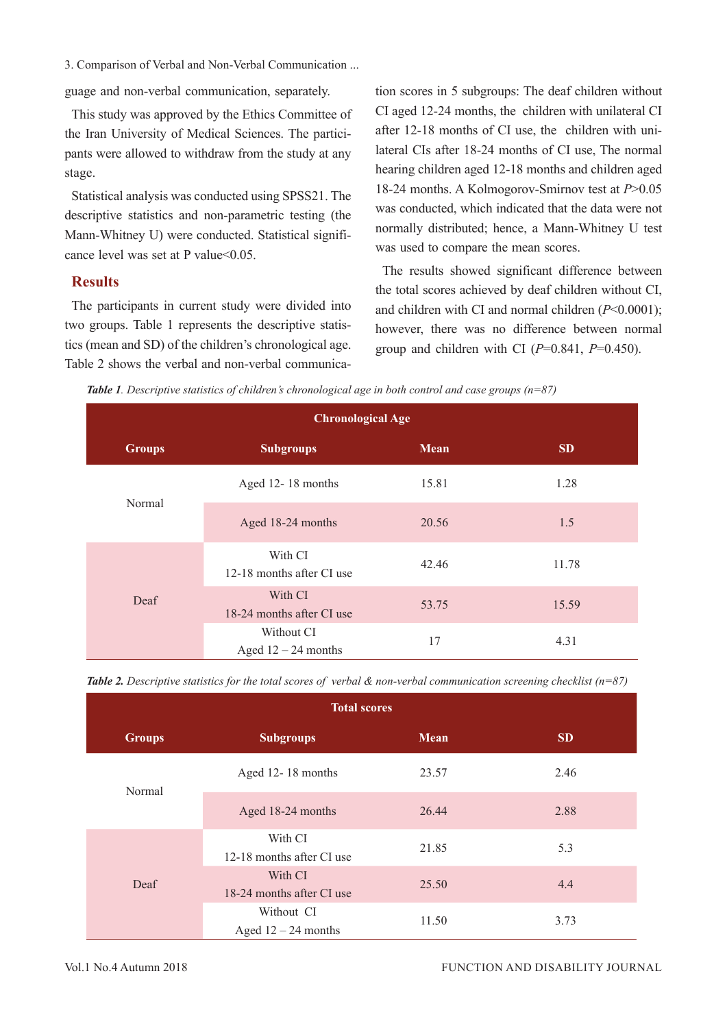guage and non-verbal communication, separately.

This study was approved by the Ethics Committee of the Iran University of Medical Sciences. The participants were allowed to withdraw from the study at any stage.

Statistical analysis was conducted using SPSS21. The descriptive statistics and non-parametric testing (the Mann-Whitney U) were conducted. Statistical significance level was set at P value<0.05.

## Results

The participants in current study were divided into two groups. Table 1 represents the descriptive statistics (mean and SD) of the children's chronological age. Table 2 shows the verbal and non-verbal communication scores in 5 subgroups: The deaf children without CI aged 12-24 months, the children with unilateral CI after 12-18 months of CI use, the children with unilateral CIs after 18-24 months of CI use, The normal hearing children aged 12-18 months and children aged 18-24 months. A Kolmogorov-Smirnov test at $P>0.05$ was conducted, which indicated that the data were not normally distributed; hence, a Mann-Whitney U test was used to compare the mean scores.

The results showed significant difference between the total scores achieved by deaf children without CI, and children with CI and normal children ($P<0.0001$); however, there was no difference between normal group and children with CI ($P=0.841$, $P=0.450$).

***Table 1**. Descriptive statistics of children's chronological age in both control and case groups (n=87)*

| Chronological Age | | | |
|---|---|---|---|
| **Groups** | **Subgroups** | **Mean** | **SD** |
| Normal | Aged 12- 18 months | 15.81 | 1.28 |
| | Aged 18-24 months | 20.56 | 1.5 |
| Deaf | With CI 12-18 months after CI use | 42.46 | 11.78 |
| | With CI 18-24 months after CI use | 53.75 | 15.59 |
| | Without CI Aged 12 – 24 months | 17 | 4.31 |

***Table 2.** Descriptive statistics for the total scores of verbal & non-verbal communication screening checklist (n=87)*

| Total scores | | | |
|---|---|---|---|
| **Groups** | **Subgroups** | **Mean** | **SD** |
| Normal | Aged 12- 18 months | 23.57 | 2.46 |
| | Aged 18-24 months | 26.44 | 2.88 |
| Deaf | With CI 12-18 months after CI use | 21.85 | 5.3 |
| | With CI 18-24 months after CI use | 25.50 | 4.4 |
| | Without CI Aged 12 – 24 months | 11.50 | 3.73 |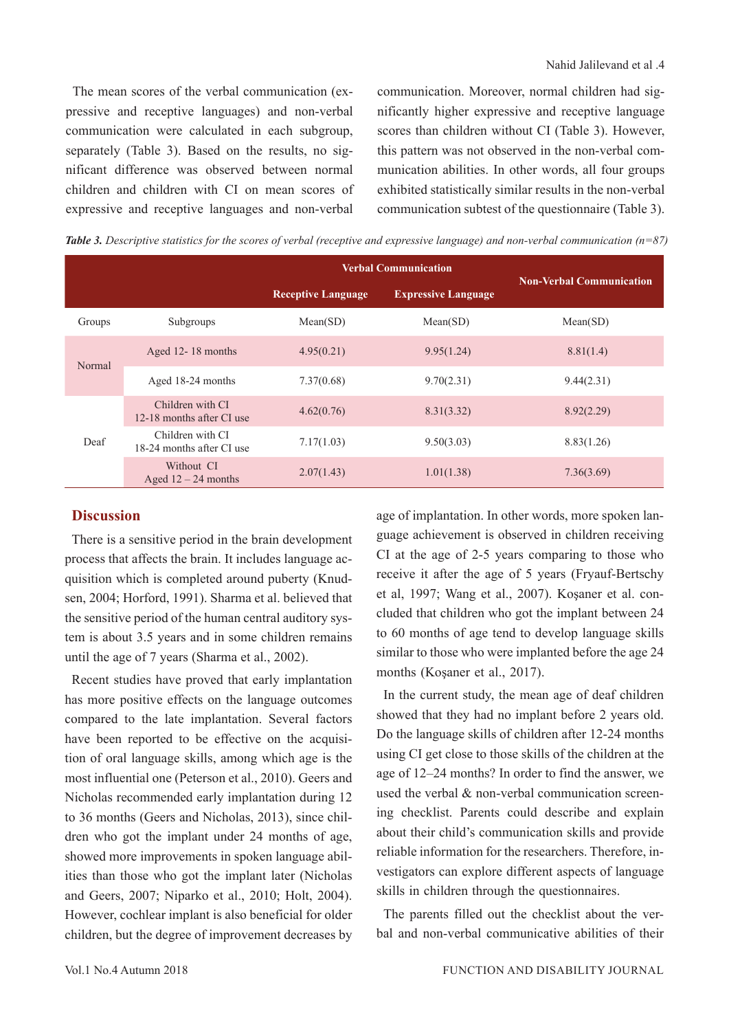The mean scores of the verbal communication (expressive and receptive languages) and non-verbal communication were calculated in each subgroup, separately (Table 3). Based on the results, no significant difference was observed between normal children and children with CI on mean scores of expressive and receptive languages and non-verbal communication. Moreover, normal children had significantly higher expressive and receptive language scores than children without CI (Table 3). However, this pattern was not observed in the non-verbal communication abilities. In other words, all four groups exhibited statistically similar results in the non-verbal communication subtest of the questionnaire (Table 3).

***Table 3.*** *Descriptive statistics for the scores of verbal (receptive and expressive language) and non-verbal communication (n=87)*

| | | Verbal Communication | | Non-Verbal Communication |
|---|---|---|---|---|
| | | Receptive Language | Expressive Language | |
| Groups | Subgroups | Mean(SD) | Mean(SD) | Mean(SD) |
| Normal | Aged 12- 18 months | 4.95(0.21) | 9.95(1.24) | 8.81(1.4) |
| | Aged 18-24 months | 7.37(0.68) | 9.70(2.31) | 9.44(2.31) |
| Deaf | Children with CI 12-18 months after CI use | 4.62(0.76) | 8.31(3.32) | 8.92(2.29) |
| | Children with CI 18-24 months after CI use | 7.17(1.03) | 9.50(3.03) | 8.83(1.26) |
| | Without CI Aged 12 – 24 months | 2.07(1.43) | 1.01(1.38) | 7.36(3.69) |

## Discussion

There is a sensitive period in the brain development process that affects the brain. It includes language acquisition which is completed around puberty (Knudsen, 2004; Horford, 1991). Sharma et al. believed that the sensitive period of the human central auditory system is about 3.5 years and in some children remains until the age of 7 years (Sharma et al., 2002).

Recent studies have proved that early implantation has more positive effects on the language outcomes compared to the late implantation. Several factors have been reported to be effective on the acquisition of oral language skills, among which age is the most influential one (Peterson et al., 2010). Geers and Nicholas recommended early implantation during 12 to 36 months (Geers and Nicholas, 2013), since children who got the implant under 24 months of age, showed more improvements in spoken language abilities than those who got the implant later (Nicholas and Geers, 2007; Niparko et al., 2010; Holt, 2004). However, cochlear implant is also beneficial for older children, but the degree of improvement decreases by age of implantation. In other words, more spoken language achievement is observed in children receiving CI at the age of 2-5 years comparing to those who receive it after the age of 5 years (Fryauf-Bertschy et al, 1997; Wang et al., 2007). Koşaner et al. concluded that children who got the implant between 24 to 60 months of age tend to develop language skills similar to those who were implanted before the age 24 months (Koşaner et al., 2017).

In the current study, the mean age of deaf children showed that they had no implant before 2 years old. Do the language skills of children after 12-24 months using CI get close to those skills of the children at the age of 12–24 months? In order to find the answer, we used the verbal & non-verbal communication screening checklist. Parents could describe and explain about their child's communication skills and provide reliable information for the researchers. Therefore, investigators can explore different aspects of language skills in children through the questionnaires.

The parents filled out the checklist about the verbal and non-verbal communicative abilities of their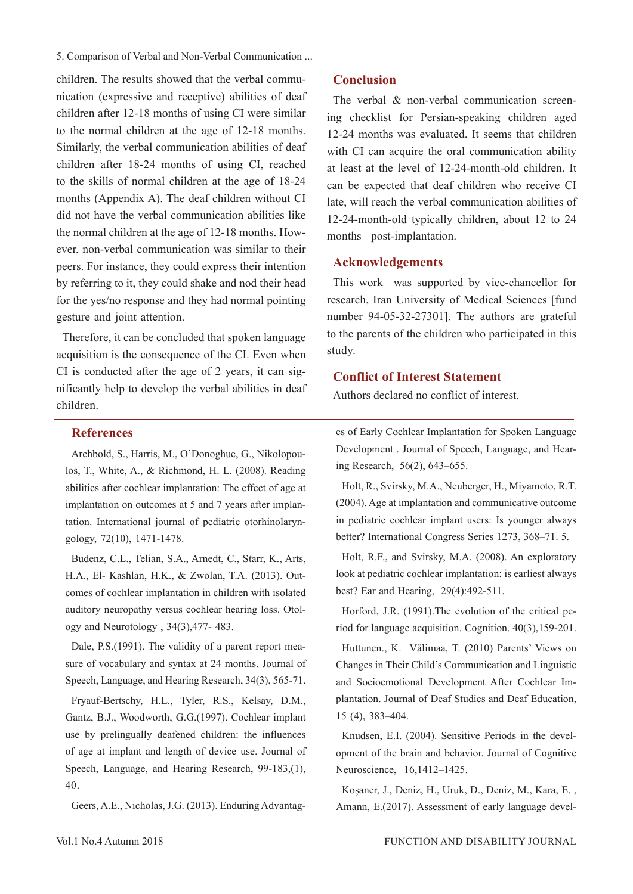children. The results showed that the verbal communication (expressive and receptive) abilities of deaf children after 12-18 months of using CI were similar to the normal children at the age of 12-18 months. Similarly, the verbal communication abilities of deaf children after 18-24 months of using CI, reached to the skills of normal children at the age of 18-24 months (Appendix A). The deaf children without CI did not have the verbal communication abilities like the normal children at the age of 12-18 months. However, non-verbal communication was similar to their peers. For instance, they could express their intention by referring to it, they could shake and nod their head for the yes/no response and they had normal pointing gesture and joint attention.

Therefore, it can be concluded that spoken language acquisition is the consequence of the CI. Even when CI is conducted after the age of 2 years, it can significantly help to develop the verbal abilities in deaf children.

## Conclusion

The verbal & non-verbal communication screening checklist for Persian-speaking children aged 12-24 months was evaluated. It seems that children with CI can acquire the oral communication ability at least at the level of 12-24-month-old children. It can be expected that deaf children who receive CI late, will reach the verbal communication abilities of 12-24-month-old typically children, about 12 to 24 months post-implantation.

## Acknowledgements

This work was supported by vice-chancellor for research, Iran University of Medical Sciences [fund number 94-05-32-27301]. The authors are grateful to the parents of the children who participated in this study.

## Conflict of Interest Statement

Authors declared no conflict of interest.

## References

Archbold, S., Harris, M., O'Donoghue, G., Nikolopoulos, T., White, A., & Richmond, H. L. (2008). Reading abilities after cochlear implantation: The effect of age at implantation on outcomes at 5 and 7 years after implantation. International journal of pediatric otorhinolaryngology, 72(10), 1471-1478.

Budenz, C.L., Telian, S.A., Arnedt, C., Starr, K., Arts, H.A., El- Kashlan, H.K., & Zwolan, T.A. (2013). Outcomes of cochlear implantation in children with isolated auditory neuropathy versus cochlear hearing loss. Otology and Neurotology , 34(3),477- 483.

Dale, P.S.(1991). The validity of a parent report measure of vocabulary and syntax at 24 months. Journal of Speech, Language, and Hearing Research, 34(3), 565-71.

Fryauf-Bertschy, H.L., Tyler, R.S., Kelsay, D.M., Gantz, B.J., Woodworth, G.G.(1997). Cochlear implant use by prelingually deafened children: the influences of age at implant and length of device use. Journal of Speech, Language, and Hearing Research, 99-183,(1), 40.

Geers, A.E., Nicholas, J.G. (2013). Enduring Advantages of Early Cochlear Implantation for Spoken Language Development . Journal of Speech, Language, and Hearing Research, 56(2), 643–655.

Holt, R., Svirsky, M.A., Neuberger, H., Miyamoto, R.T. (2004). Age at implantation and communicative outcome in pediatric cochlear implant users: Is younger always better? International Congress Series 1273, 368–71. 5.

Holt, R.F., and Svirsky, M.A. (2008). An exploratory look at pediatric cochlear implantation: is earliest always best? Ear and Hearing, 29(4):492-511.

Horford, J.R. (1991).The evolution of the critical period for language acquisition. Cognition. 40(3),159-201.

Huttunen., K. Välimaa, T. (2010) Parents' Views on Changes in Their Child's Communication and Linguistic and Socioemotional Development After Cochlear Implantation. Journal of Deaf Studies and Deaf Education, 15 (4), 383–404.

Knudsen, E.I. (2004). Sensitive Periods in the development of the brain and behavior. Journal of Cognitive Neuroscience, 16,1412–1425.

Koşaner, J., Deniz, H., Uruk, D., Deniz, M., Kara, E. , Amann, E.(2017). Assessment of early language devel-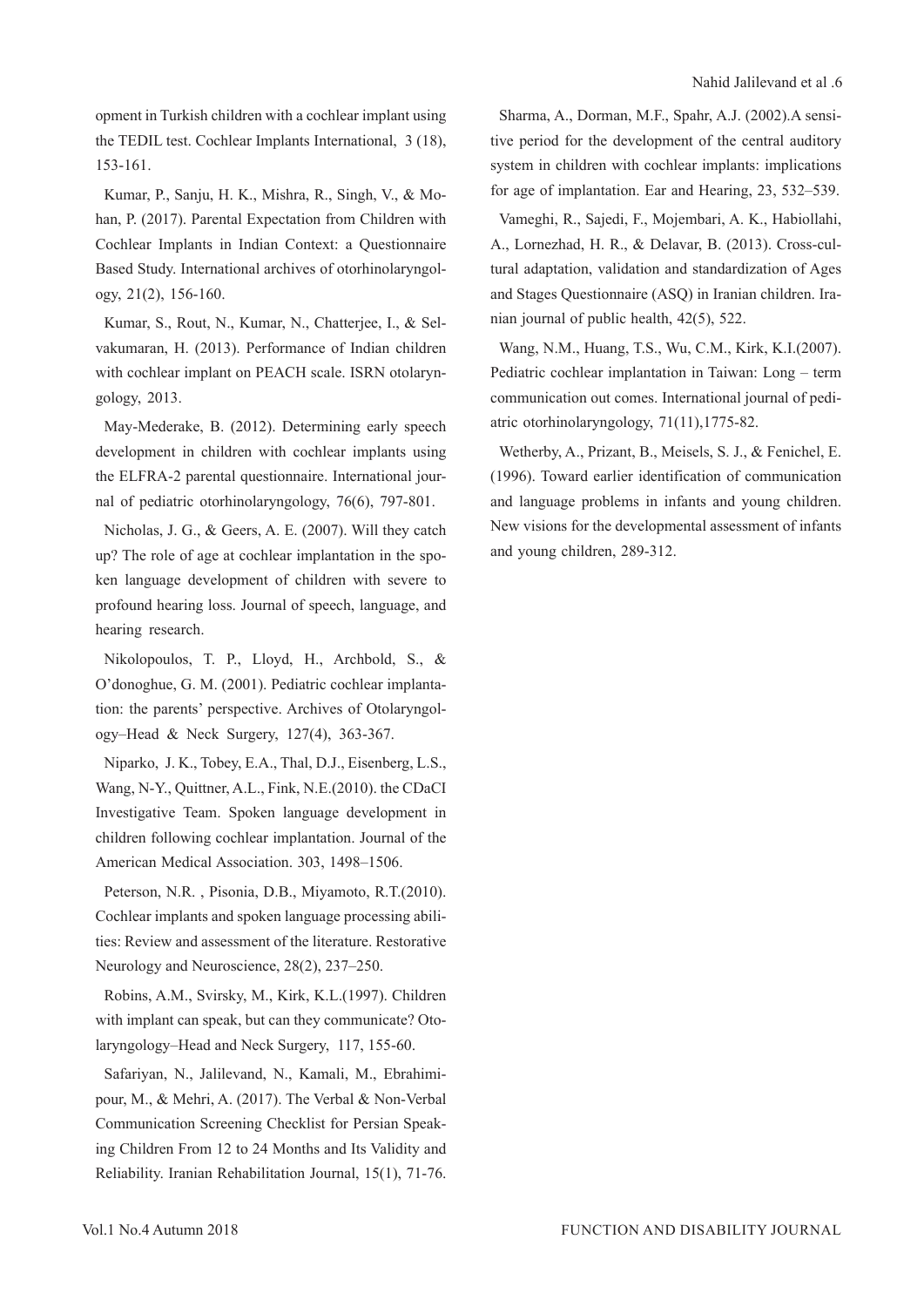opment in Turkish children with a cochlear implant using the TEDIL test. Cochlear Implants International, 3 (18), 153-161.

Kumar, P., Sanju, H. K., Mishra, R., Singh, V., & Mohan, P. (2017). Parental Expectation from Children with Cochlear Implants in Indian Context: a Questionnaire Based Study. International archives of otorhinolaryngology, 21(2), 156-160.

Kumar, S., Rout, N., Kumar, N., Chatterjee, I., & Selvakumaran, H. (2013). Performance of Indian children with cochlear implant on PEACH scale. ISRN otolaryngology, 2013.

May-Mederake, B. (2012). Determining early speech development in children with cochlear implants using the ELFRA-2 parental questionnaire. International journal of pediatric otorhinolaryngology, 76(6), 797-801.

Nicholas, J. G., & Geers, A. E. (2007). Will they catch up? The role of age at cochlear implantation in the spoken language development of children with severe to profound hearing loss. Journal of speech, language, and hearing research.

Nikolopoulos, T. P., Lloyd, H., Archbold, S., & O'donoghue, G. M. (2001). Pediatric cochlear implantation: the parents' perspective. Archives of Otolaryngology–Head & Neck Surgery, 127(4), 363-367.

Niparko, J. K., Tobey, E.A., Thal, D.J., Eisenberg, L.S., Wang, N-Y., Quittner, A.L., Fink, N.E.(2010). the CDaCI Investigative Team. Spoken language development in children following cochlear implantation. Journal of the American Medical Association. 303, 1498–1506.

Peterson, N.R. , Pisonia, D.B., Miyamoto, R.T.(2010). Cochlear implants and spoken language processing abilities: Review and assessment of the literature. Restorative Neurology and Neuroscience, 28(2), 237–250.

Robins, A.M., Svirsky, M., Kirk, K.L.(1997). Children with implant can speak, but can they communicate? Otolaryngology–Head and Neck Surgery, 117, 155-60.

Safariyan, N., Jalilevand, N., Kamali, M., Ebrahimipour, M., & Mehri, A. (2017). The Verbal & Non-Verbal Communication Screening Checklist for Persian Speaking Children From 12 to 24 Months and Its Validity and Reliability. Iranian Rehabilitation Journal, 15(1), 71-76.

Sharma, A., Dorman, M.F., Spahr, A.J. (2002).A sensitive period for the development of the central auditory system in children with cochlear implants: implications for age of implantation. Ear and Hearing, 23, 532–539.

Vameghi, R., Sajedi, F., Mojembari, A. K., Habiollahi, A., Lornezhad, H. R., & Delavar, B. (2013). Cross-cultural adaptation, validation and standardization of Ages and Stages Questionnaire (ASQ) in Iranian children. Iranian journal of public health, 42(5), 522.

Wang, N.M., Huang, T.S., Wu, C.M., Kirk, K.I.(2007). Pediatric cochlear implantation in Taiwan: Long – term communication out comes. International journal of pediatric otorhinolaryngology, 71(11),1775-82.

Wetherby, A., Prizant, B., Meisels, S. J., & Fenichel, E. (1996). Toward earlier identification of communication and language problems in infants and young children. New visions for the developmental assessment of infants and young children, 289-312.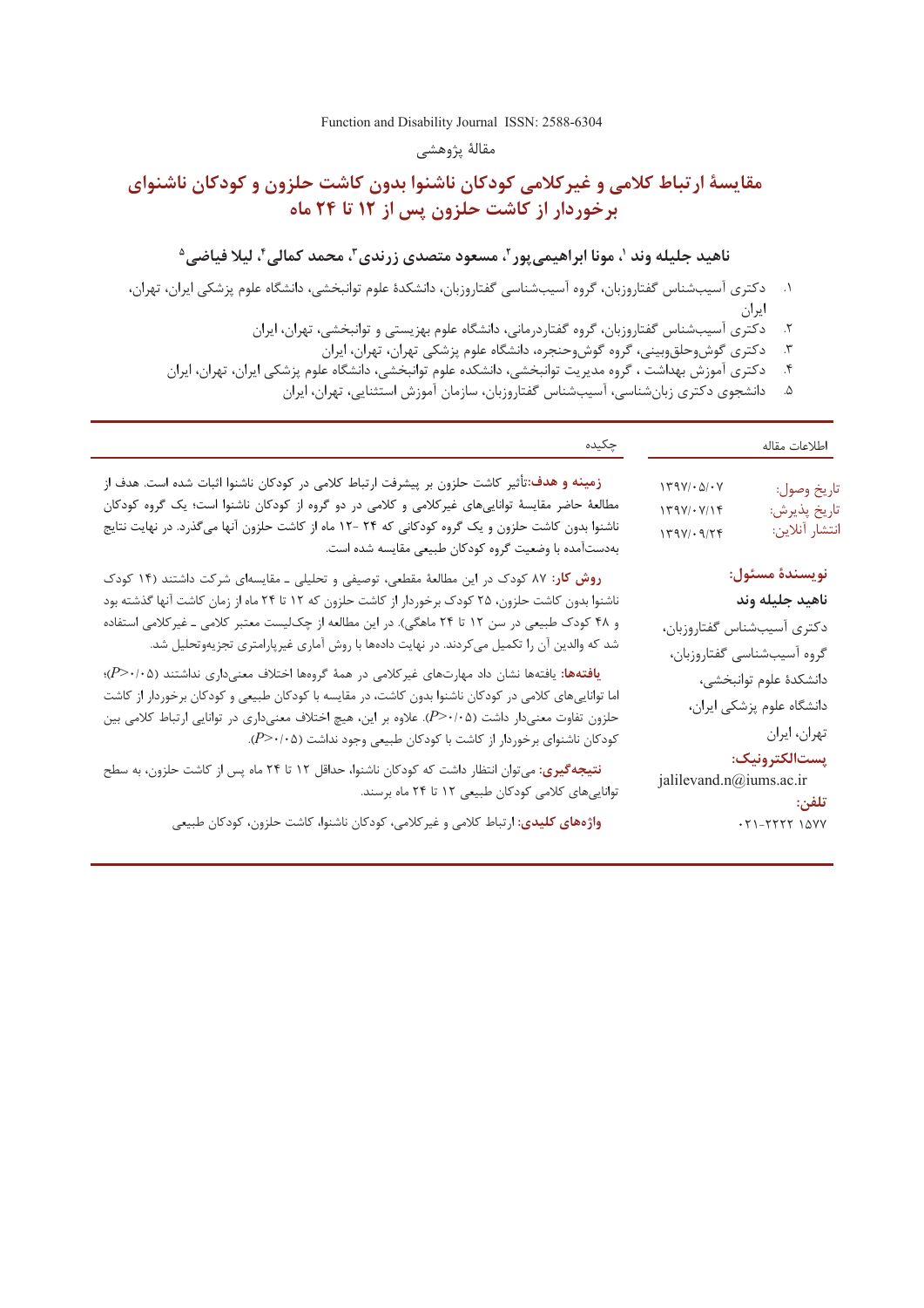Function and Disability Journal ISSN: 2588-6304

مقالۀ پژوهشی

# مقایسۀ ارتباط کلامی و غیرکلامی کودکان ناشنوا بدون کاشت حلزون و کودکان ناشنوای برخوردار از کاشت حلزون پس از ۱۲ تا ۲۴ ماه

**ناهید جلیله وند [۱]، مونا ابراهیمی‌پور [۲]، مسعود متصدی زرندی [۳]، محمد کمالی [۴]، لیلا فیاضی [۵]**

۱. دکتری آسیب‌شناس گفتاروزبان، گروه آسیب‌شناسی گفتاروزبان، دانشکدۀ علوم توانبخشی، دانشگاه علوم پزشکی ایران، تهران، ایران
۲. دکتری آسیب‌شناس گفتاروزبان، گروه گفتاردرمانی، دانشگاه علوم بهزیستی و توانبخشی، تهران، ایران
۳. دکتری گوش‌وحلق‌وبینی، گروه گوش‌وحنجره، دانشگاه علوم پزشکی تهران، تهران، ایران
۴. دکتری آموزش بهداشت ، گروه مدیریت توانبخشی، دانشکده علوم توانبخشی، دانشگاه علوم پزشکی ایران، تهران، ایران
۵. دانشجوی دکتری زبان‌شناسی، آسیب‌شناس گفتاروزبان، سازمان آموزش استثنایی، تهران، ایران

## اطلاعات مقاله

تاریخ وصول: ۱۳۹۷/۰۵/۰۷
تاریخ پذیرش: ۱۳۹۷/۰۷/۱۴
انتشار آنلاین: ۱۳۹۷/۰۹/۲۴

**نویسندۀ مسئول:**
**ناهید جلیله وند**
دکتری آسیب‌شناس گفتاروزبان، گروه آسیب‌شناسی گفتاروزبان، دانشکدۀ علوم توانبخشی، دانشگاه علوم پزشکی ایران، تهران، ایران

**پست‌الکترونیک:**
jalilevand.n@iums.ac.ir

**تلفن:**
۰۲۱-۲۲۲۲ ۱۵۷۷

## چکیده

**زمینه و هدف:** تأثیر کاشت حلزون بر پیشرفت ارتباط کلامی در کودکان ناشنوا اثبات شده است. هدف از مطالعۀ حاضر مقایسۀ توانایی‌های غیرکلامی و کلامی در دو گروه از کودکان ناشنوا است؛ یک گروه کودکان ناشنوا بدون کاشت حلزون و یک گروه کودکانی که ۲۴ -۱۲ ماه از کاشت حلزون آنها می‌گذرد. در نهایت نتایج به‌دست‌آمده با وضعیت گروه کودکان طبیعی مقایسه شده است.

**روش کار:** ۸۷ کودک در این مطالعۀ مقطعی، توصیفی و تحلیلی ـ مقایسه‌ای شرکت داشتند (۱۴ کودک ناشنوا بدون کاشت حلزون، ۲۵ کودک برخوردار از کاشت حلزون که ۱۲ تا ۲۴ ماه از زمان کاشت آنها گذشته بود و ۴۸ کودک طبیعی در سن ۱۲ تا ۲۴ ماهگی). در این مطالعه از چک‌لیست معتبر کلامی ـ غیرکلامی استفاده شد که والدین آن را تکمیل می‌کردند. در نهایت داده‌ها با روش آماری غیرپارامتری تجزیه‌وتحلیل شد.

**یافته‌ها:** یافته‌ها نشان داد مهارت‌های غیرکلامی در همۀ گروه‌ها اختلاف معنی‌داری نداشتند ($P>۰/۰۵$)؛ اما توانایی‌های کلامی در کودکان ناشنوا بدون کاشت، در مقایسه با کودکان طبیعی و کودکان برخوردار از کاشت حلزون تفاوت معنی‌دار داشت ($P>۰/۰۵$). علاوه بر این، هیچ اختلاف معنی‌داری در توانایی ارتباط کلامی بین کودکان ناشنوای برخوردار از کاشت با کودکان طبیعی وجود نداشت ($P>۰/۰۵$).

**نتیجه‌گیری:** می‌توان انتظار داشت که کودکان ناشنوا، حداقل ۱۲ تا ۲۴ ماه پس از کاشت حلزون، به سطح توانایی‌های کلامی کودکان طبیعی ۱۲ تا ۲۴ ماه برسند.

**واژه‌های کلیدی:** ارتباط کلامی و غیرکلامی، کودکان ناشنوا، کاشت حلزون، کودکان طبیعی